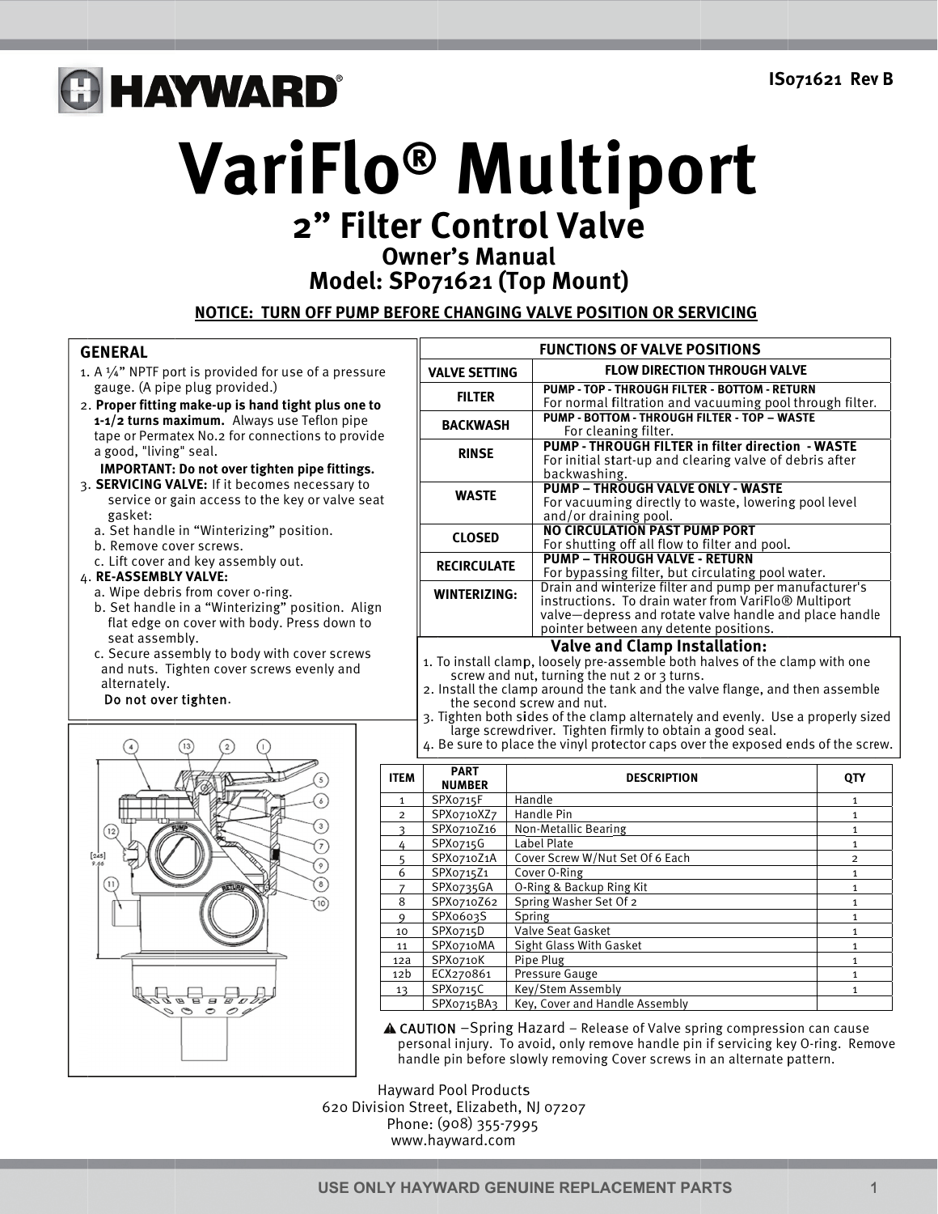IS071621 Rev B

# VariFlo® Multiport

## 2" Filter Control Valve

### Owner's Manual

### Model: SP071621 (Top Mount)

**NOTICE: TURN OFF PUMP BEFORE CHANGING VALVE POSITION OR SERVICING**

## GENERAL

1. A ¼" NPTF port is provided for use of a pressure gauge. (A pipe plug provided.)
2. **Proper fitting make-up is hand tight plus one to 1-1/2 turns maximum.** Always use Teflon pipe tape or Permatex No.2 for connections to provide a good, "living" seal.
   **IMPORTANT: Do not over tighten pipe fittings.**
3. **SERVICING VALVE:** If it becomes necessary to service or gain access to the key or valve seat gasket:
   a. Set handle in "Winterizing" position.
   b. Remove cover screws.
   c. Lift cover and key assembly out.
4. **RE-ASSEMBLY VALVE:**
   a. Wipe debris from cover o-ring.
   b. Set handle in a "Winterizing" position. Align flat edge on cover with body. Press down to seat assembly.
   c. Secure assembly to body with cover screws and nuts. Tighten cover screws evenly and alternately.
   **Do not over tighten.**

## FUNCTIONS OF VALVE POSITIONS

| VALVE SETTING | FLOW DIRECTION THROUGH VALVE |
|---|---|
| FILTER | **PUMP - TOP - THROUGH FILTER - BOTTOM - RETURN** For normal filtration and vacuuming pool through filter. |
| BACKWASH | **PUMP - BOTTOM - THROUGH FILTER - TOP – WASTE** For cleaning filter. |
| RINSE | **PUMP - THROUGH FILTER in filter direction - WASTE** For initial start-up and clearing valve of debris after backwashing. |
| WASTE | **PUMP – THROUGH VALVE ONLY - WASTE** For vacuuming directly to waste, lowering pool level and/or draining pool. |
| CLOSED | **NO CIRCULATION PAST PUMP PORT** For shutting off all flow to filter and pool. |
| RECIRCULATE | **PUMP – THROUGH VALVE - RETURN** For bypassing filter, but circulating pool water. |
| WINTERIZING: | Drain and winterize filter and pump per manufacturer's instructions. To drain water from VariFlo® Multiport valve—depress and rotate valve handle and place handle pointer between any detente positions. |

## Valve and Clamp Installation:

1. To install clamp, loosely pre-assemble both halves of the clamp with one screw and nut, turning the nut 2 or 3 turns.
2. Install the clamp around the tank and the valve flange, and then assemble the second screw and nut.
3. Tighten both sides of the clamp alternately and evenly. Use a properly sized large screwdriver. Tighten firmly to obtain a good seal.
4. Be sure to place the vinyl protector caps over the exposed ends of the screw.

| ITEM | PART NUMBER | DESCRIPTION | QTY |
|---|---|---|---|
| 1 | SPX0715F | Handle | 1 |
| 2 | SPX0710XZ7 | Handle Pin | 1 |
| 3 | SPX0710Z16 | Non-Metallic Bearing | 1 |
| 4 | SPX0715G | Label Plate | 1 |
| 5 | SPX0710Z1A | Cover Screw W/Nut Set Of 6 Each | 2 |
| 6 | SPX0715Z1 | Cover O-Ring | 1 |
| 7 | SPX0735GA | O-Ring & Backup Ring Kit | 1 |
| 8 | SPX0710Z62 | Spring Washer Set Of 2 | 1 |
| 9 | SPX0603S | Spring | 1 |
| 10 | SPX0715D | Valve Seat Gasket | 1 |
| 11 | SPX0710MA | Sight Glass With Gasket | 1 |
| 12a | SPX0710K | Pipe Plug | 1 |
| 12b | ECX270861 | Pressure Gauge | 1 |
| 13 | SPX0715C | Key/Stem Assembly | 1 |
| | SPX0715BA3 | Key, Cover and Handle Assembly | |

**⚠ CAUTION** –Spring Hazard – Release of Valve spring compression can cause personal injury. To avoid, only remove handle pin if servicing key O-ring. Remove handle pin before slowly removing Cover screws in an alternate pattern.

Hayward Pool Products
620 Division Street, Elizabeth, NJ 07207
Phone: (908) 355-7995
www.hayward.com

USE ONLY HAYWARD GENUINE REPLACEMENT PARTS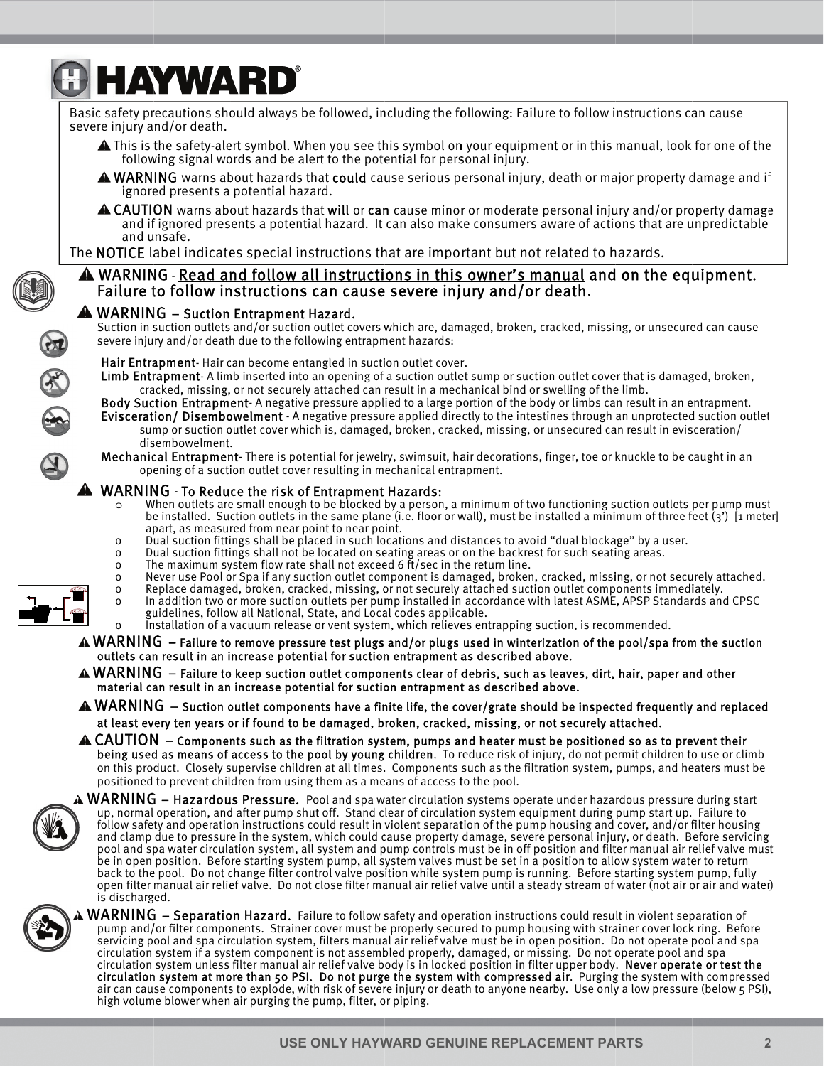Basic safety precautions should always be followed, including the following: Failure to follow instructions can cause severe injury and/or death.

⚠ This is the safety-alert symbol. When you see this symbol on your equipment or in this manual, look for one of the following signal words and be alert to the potential for personal injury.

⚠ **WARNING** warns about hazards that **could** cause serious personal injury, death or major property damage and if ignored presents a potential hazard.

⚠ **CAUTION** warns about hazards that **will** or **can** cause minor or moderate personal injury and/or property damage and if ignored presents a potential hazard. It can also make consumers aware of actions that are unpredictable and unsafe.

The **NOTICE** label indicates special instructions that are important but not related to hazards.

⚠ **WARNING** - **Read and follow all instructions in this owner's manual and on the equipment. Failure to follow instructions can cause severe injury and/or death.**

⚠ **WARNING – Suction Entrapment Hazard.**
Suction in suction outlets and/or suction outlet covers which are, damaged, broken, cracked, missing, or unsecured can cause severe injury and/or death due to the following entrapment hazards:

**Hair Entrapment**- Hair can become entangled in suction outlet cover.
**Limb Entrapment**- A limb inserted into an opening of a suction outlet sump or suction outlet cover that is damaged, broken, cracked, missing, or not securely attached can result in a mechanical bind or swelling of the limb.
**Body Suction Entrapment**- A negative pressure applied to a large portion of the body or limbs can result in an entrapment.
**Evisceration/ Disembowelment** - A negative pressure applied directly to the intestines through an unprotected suction outlet sump or suction outlet cover which is, damaged, broken, cracked, missing, or unsecured can result in evisceration/ disembowelment.
**Mechanical Entrapment**- There is potential for jewelry, swimsuit, hair decorations, finger, toe or knuckle to be caught in an opening of a suction outlet cover resulting in mechanical entrapment.

⚠ **WARNING - To Reduce the risk of Entrapment Hazards:**

- When outlets are small enough to be blocked by a person, a minimum of two functioning suction outlets per pump must be installed. Suction outlets in the same plane (i.e. floor or wall), must be installed a minimum of three feet (3') [1 meter] apart, as measured from near point to near point.
- Dual suction fittings shall be placed in such locations and distances to avoid "dual blockage" by a user.
- Dual suction fittings shall not be located on seating areas or on the backrest for such seating areas.
- The maximum system flow rate shall not exceed 6 ft/sec in the return line.
- Never use Pool or Spa if any suction outlet component is damaged, broken, cracked, missing, or not securely attached.
- Replace damaged, broken, cracked, missing, or not securely attached suction outlet components immediately.
- In addition two or more suction outlets per pump installed in accordance with latest ASME, APSP Standards and CPSC guidelines, follow all National, State, and Local codes applicable.
- Installation of a vacuum release or vent system, which relieves entrapping suction, is recommended.

⚠ **WARNING – Failure to remove pressure test plugs and/or plugs used in winterization of the pool/spa from the suction outlets can result in an increase potential for suction entrapment as described above.**

⚠ **WARNING – Failure to keep suction outlet components clear of debris, such as leaves, dirt, hair, paper and other material can result in an increase potential for suction entrapment as described above.**

⚠ **WARNING – Suction outlet components have a finite life, the cover/grate should be inspected frequently and replaced at least every ten years or if found to be damaged, broken, cracked, missing, or not securely attached.**

⚠ **CAUTION – Components such as the filtration system, pumps and heater must be positioned so as to prevent their being used as means of access to the pool by young children.** To reduce risk of injury, do not permit children to use or climb on this product. Closely supervise children at all times. Components such as the filtration system, pumps, and heaters must be positioned to prevent children from using them as a means of access to the pool.

⚠ **WARNING – Hazardous Pressure.** Pool and spa water circulation systems operate under hazardous pressure during start up, normal operation, and after pump shut off. Stand clear of circulation system equipment during pump start up. Failure to follow safety and operation instructions could result in violent separation of the pump housing and cover, and/or filter housing and clamp due to pressure in the system, which could cause property damage, severe personal injury, or death. Before servicing pool and spa water circulation system, all system and pump controls must be in off position and filter manual air relief valve must be in open position. Before starting system pump, all system valves must be set in a position to allow system water to return back to the pool. Do not change filter control valve position while system pump is running. Before starting system pump, fully open filter manual air relief valve. Do not close filter manual air relief valve until a steady stream of water (not air or air and water) is discharged.

⚠ **WARNING – Separation Hazard.** Failure to follow safety and operation instructions could result in violent separation of pump and/or filter components. Strainer cover must be properly secured to pump housing with strainer cover lock ring. Before servicing pool and spa circulation system, filters manual air relief valve must be in open position. Do not operate pool and spa circulation system if a system component is not assembled properly, damaged, or missing. Do not operate pool and spa circulation system unless filter manual air relief valve body is in locked position in filter upper body. **Never operate or test the circulation system at more than 50 PSI. Do not purge the system with compressed air.** Purging the system with compressed air can cause components to explode, with risk of severe injury or death to anyone nearby. Use only a low pressure (below 5 PSI), high volume blower when air purging the pump, filter, or piping.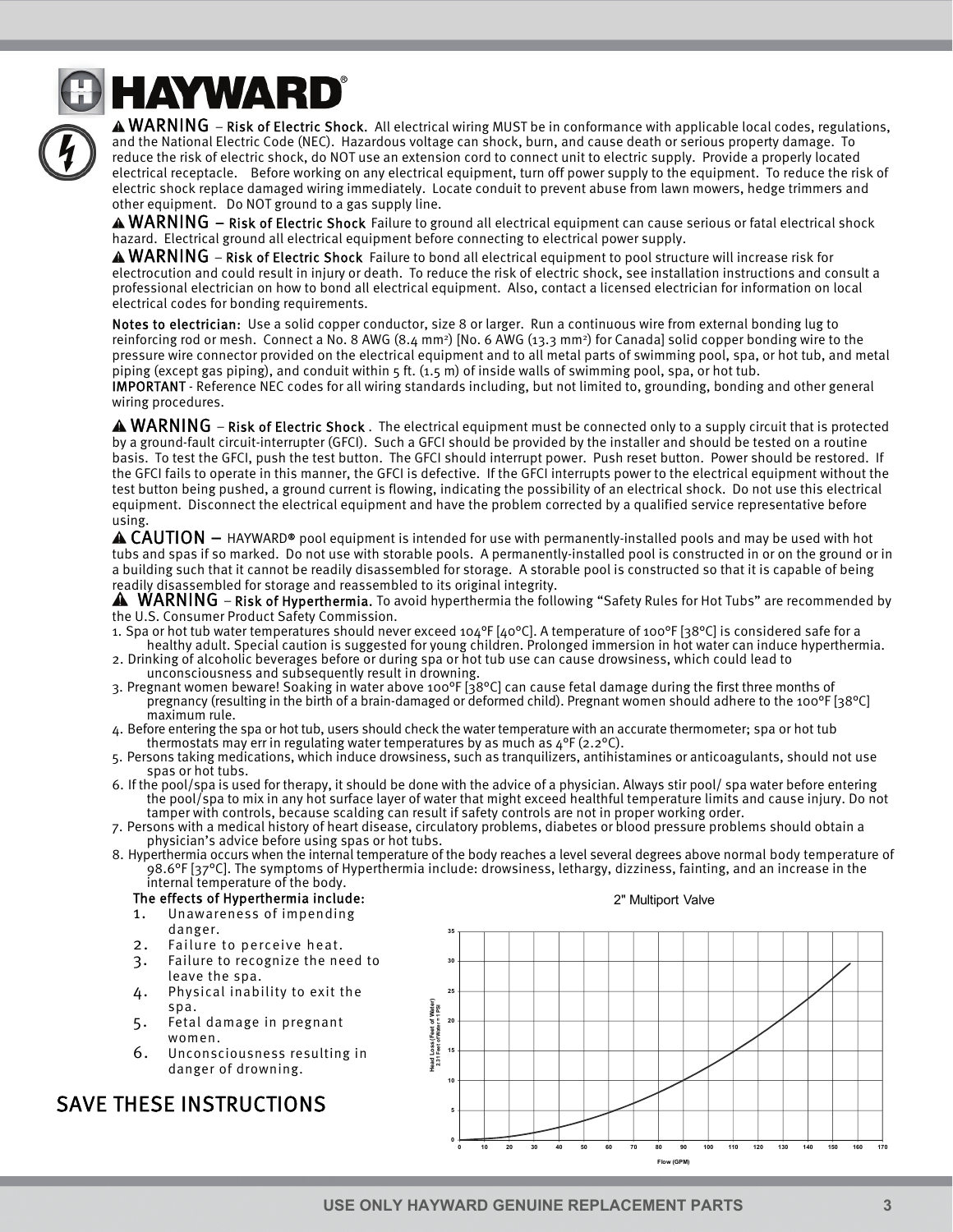**HAYWARD®**

⚠ **WARNING** – **Risk of Electric Shock.** All electrical wiring MUST be in conformance with applicable local codes, regulations, and the National Electric Code (NEC). Hazardous voltage can shock, burn, and cause death or serious property damage. To reduce the risk of electric shock, do NOT use an extension cord to connect unit to electric supply. Provide a properly located electrical receptacle. Before working on any electrical equipment, turn off power supply to the equipment. To reduce the risk of electric shock replace damaged wiring immediately. Locate conduit to prevent abuse from lawn mowers, hedge trimmers and other equipment. Do NOT ground to a gas supply line.

⚠ **WARNING** – **Risk of Electric Shock** Failure to ground all electrical equipment can cause serious or fatal electrical shock hazard. Electrical ground all electrical equipment before connecting to electrical power supply.

⚠ **WARNING** – **Risk of Electric Shock** Failure to bond all electrical equipment to pool structure will increase risk for electrocution and could result in injury or death. To reduce the risk of electric shock, see installation instructions and consult a professional electrician on how to bond all electrical equipment. Also, contact a licensed electrician for information on local electrical codes for bonding requirements.

**Notes to electrician:** Use a solid copper conductor, size 8 or larger. Run a continuous wire from external bonding lug to reinforcing rod or mesh. Connect a No. 8 AWG (8.4 $mm^2$) [No. 6 AWG (13.3 $mm^2$) for Canada] solid copper bonding wire to the pressure wire connector provided on the electrical equipment and to all metal parts of swimming pool, spa, or hot tub, and metal piping (except gas piping), and conduit within 5 ft. (1.5 m) of inside walls of swimming pool, spa, or hot tub.

**IMPORTANT** - Reference NEC codes for all wiring standards including, but not limited to, grounding, bonding and other general wiring procedures.

⚠ **WARNING** – **Risk of Electric Shock** . The electrical equipment must be connected only to a supply circuit that is protected by a ground-fault circuit-interrupter (GFCI). Such a GFCI should be provided by the installer and should be tested on a routine basis. To test the GFCI, push the test button. The GFCI should interrupt power. Push reset button. Power should be restored. If the GFCI fails to operate in this manner, the GFCI is defective. If the GFCI interrupts power to the electrical equipment without the test button being pushed, a ground current is flowing, indicating the possibility of an electrical shock. Do not use this electrical equipment. Disconnect the electrical equipment and have the problem corrected by a qualified service representative before using.

⚠ **CAUTION** – HAYWARD® pool equipment is intended for use with permanently-installed pools and may be used with hot tubs and spas if so marked. Do not use with storable pools. A permanently-installed pool is constructed in or on the ground or in a building such that it cannot be readily disassembled for storage. A storable pool is constructed so that it is capable of being readily disassembled for storage and reassembled to its original integrity.

⚠ **WARNING** – **Risk of Hyperthermia.** To avoid hyperthermia the following "Safety Rules for Hot Tubs" are recommended by the U.S. Consumer Product Safety Commission.

1. Spa or hot tub water temperatures should never exceed 104°F [40°C]. A temperature of 100°F [38°C] is considered safe for a healthy adult. Special caution is suggested for young children. Prolonged immersion in hot water can induce hyperthermia.
2. Drinking of alcoholic beverages before or during spa or hot tub use can cause drowsiness, which could lead to unconsciousness and subsequently result in drowning.
3. Pregnant women beware! Soaking in water above 100°F [38°C] can cause fetal damage during the first three months of pregnancy (resulting in the birth of a brain-damaged or deformed child). Pregnant women should adhere to the 100°F [38°C] maximum rule.
4. Before entering the spa or hot tub, users should check the water temperature with an accurate thermometer; spa or hot tub thermostats may err in regulating water temperatures by as much as 4°F (2.2°C).
5. Persons taking medications, which induce drowsiness, such as tranquilizers, antihistamines or anticoagulants, should not use spas or hot tubs.
6. If the pool/spa is used for therapy, it should be done with the advice of a physician. Always stir pool/ spa water before entering the pool/spa to mix in any hot surface layer of water that might exceed healthful temperature limits and cause injury. Do not tamper with controls, because scalding can result if safety controls are not in proper working order.
7. Persons with a medical history of heart disease, circulatory problems, diabetes or blood pressure problems should obtain a physician's advice before using spas or hot tubs.
8. Hyperthermia occurs when the internal temperature of the body reaches a level several degrees above normal body temperature of 98.6°F [37°C]. The symptoms of Hyperthermia include: drowsiness, lethargy, dizziness, fainting, and an increase in the internal temperature of the body.

**The effects of Hyperthermia include:**

1. Unawareness of impending danger.
2. Failure to perceive heat.
3. Failure to recognize the need to leave the spa.
4. Physical inability to exit the spa.
5. Fetal damage in pregnant women.
6. Unconsciousness resulting in danger of drowning.

## SAVE THESE INSTRUCTIONS

2" Multiport Valve

Head Loss (Feet of Water) 2.31 Feet of Water = 1 PSI

Flow (GPM)

USE ONLY HAYWARD GENUINE REPLACEMENT PARTS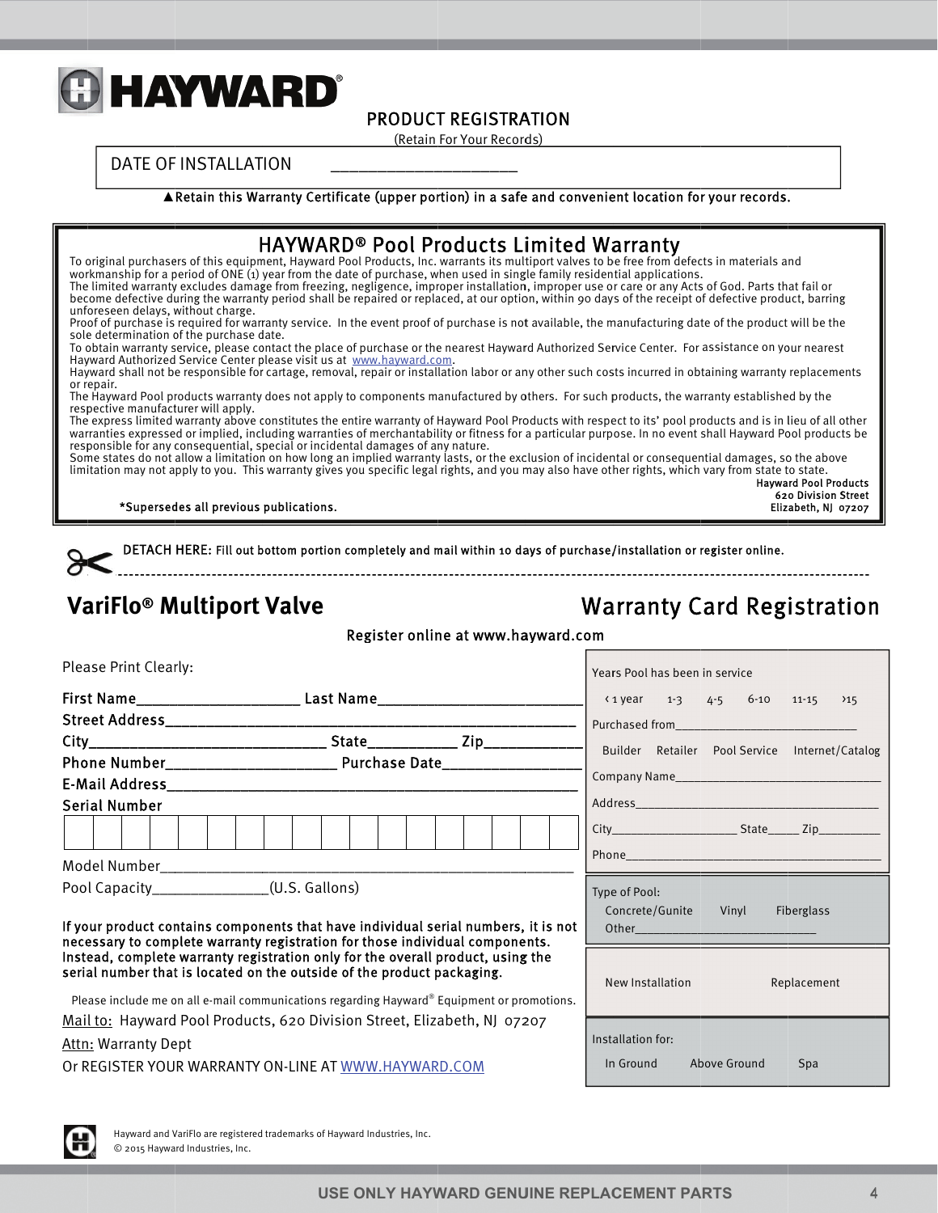HAYWARD®

## PRODUCT REGISTRATION

(Retain For Your Records)

DATE OF INSTALLATION ____________________

▲Retain this Warranty Certificate (upper portion) in a safe and convenient location for your records.

## HAYWARD® Pool Products Limited Warranty

To original purchasers of this equipment, Hayward Pool Products, Inc. warrants its multiport valves to be free from defects in materials and workmanship for a period of ONE (1) year from the date of purchase, when used in single family residential applications.

The limited warranty excludes damage from freezing, negligence, improper installation, improper use or care or any Acts of God. Parts that fail or become defective during the warranty period shall be repaired or replaced, at our option, within 90 days of the receipt of defective product, barring unforeseen delays, without charge.

Proof of purchase is required for warranty service. In the event proof of purchase is not available, the manufacturing date of the product will be the sole determination of the purchase date.

To obtain warranty service, please contact the place of purchase or the nearest Hayward Authorized Service Center. For assistance on your nearest Hayward Authorized Service Center please visit us at www.hayward.com.

Hayward shall not be responsible for cartage, removal, repair or installation labor or any other such costs incurred in obtaining warranty replacements or repair.

The Hayward Pool products warranty does not apply to components manufactured by others. For such products, the warranty established by the respective manufacturer will apply.

The express limited warranty above constitutes the entire warranty of Hayward Pool Products with respect to its' pool products and is in lieu of all other warranties expressed or implied, including warranties of merchantability or fitness for a particular purpose. In no event shall Hayward Pool products be responsible for any consequential, special or incidental damages of any nature.

Some states do not allow a limitation on how long an implied warranty lasts, or the exclusion of incidental or consequential damages, so the above limitation may not apply to you. This warranty gives you specific legal rights, and you may also have other rights, which vary from state to state.

Hayward Pool Products
620 Division Street
Elizabeth, NJ 07207

*Supersedes all previous publications.

DETACH HERE: Fill out bottom portion completely and mail within 10 days of purchase/installation or register online.

---

## VariFlo® Multiport Valve — Warranty Card Registration

Register online at www.hayward.com

Please Print Clearly:

First Name____________________ Last Name_________________________

Street Address_____________________________________________________

City_____________________________ State___________ Zip____________

Phone Number_____________________ Purchase Date_________________

E-Mail Address_____________________________________________________

Serial Number

| | | | | | | | | | | | | | | | | | |
|---|---|---|---|---|---|---|---|---|---|---|---|---|---|---|---|---|---|
| | | | | | | | | | | | | | | | | | |

Model Number_______________________________________________________

Pool Capacity______________(U.S. Gallons)

**If your product contains components that have individual serial numbers, it is not necessary to complete warranty registration for those individual components. Instead, complete warranty registration only for the overall product, using the serial number that is located on the outside of the product packaging.**

Please include me on all e-mail communications regarding Hayward® Equipment or promotions.

Mail to: Hayward Pool Products, 620 Division Street, Elizabeth, NJ 07207

Attn: Warranty Dept

Or REGISTER YOUR WARRANTY ON-LINE AT WWW.HAYWARD.COM

Years Pool has been in service

< 1 year 1-3 4-5 6-10 11-15 >15

Purchased from____________________________

Builder Retailer Pool Service Internet/Catalog

Company Name_______________________________

Address____________________________________

City___________________ State_____ Zip_________

Phone______________________________________

Type of Pool:

Concrete/Gunite Vinyl Fiberglass

Other___________________________

New Installation Replacement

Installation for:

In Ground Above Ground Spa

Hayward and VariFlo are registered trademarks of Hayward Industries, Inc.
© 2015 Hayward Industries, Inc.

USE ONLY HAYWARD GENUINE REPLACEMENT PARTS